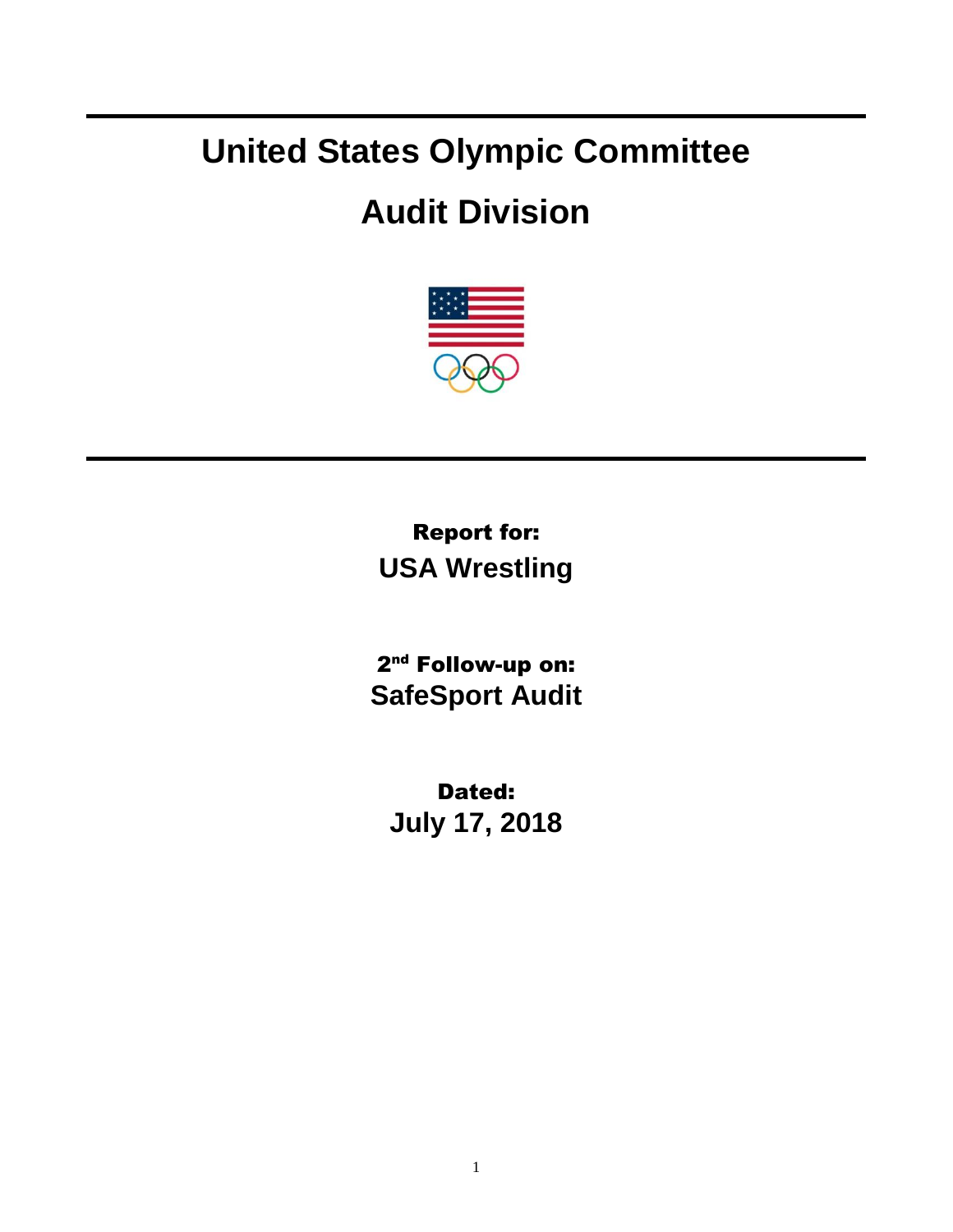# United States Olympic Committee

# Audit Division

**Report for:**

**USA Wrestling**

**2nd Follow-up on:**

**SafeSport Audit**

**Dated:**

**July 17, 2018**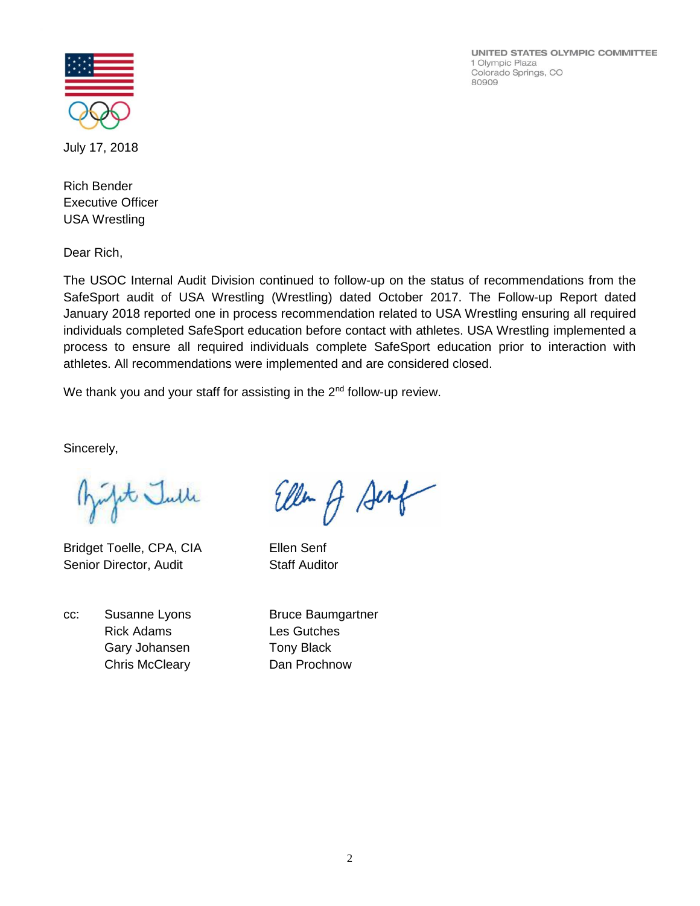UNITED STATES OLYMPIC COMMITTEE
1 Olympic Plaza
Colorado Springs, CO
80909

July 17, 2018

Rich Bender
Executive Officer
USA Wrestling

Dear Rich,

The USOC Internal Audit Division continued to follow-up on the status of recommendations from the SafeSport audit of USA Wrestling (Wrestling) dated October 2017. The Follow-up Report dated January 2018 reported one in process recommendation related to USA Wrestling ensuring all required individuals completed SafeSport education before contact with athletes. USA Wrestling implemented a process to ensure all required individuals complete SafeSport education prior to interaction with athletes. All recommendations were implemented and are considered closed.

We thank you and your staff for assisting in the 2nd follow-up review.

Sincerely,

Bridget Toelle, CPA, CIA
Senior Director, Audit

Ellen Senf
Staff Auditor

cc:
Susanne Lyons
Rick Adams
Gary Johansen
Chris McCleary
Bruce Baumgartner
Les Gutches
Tony Black
Dan Prochnow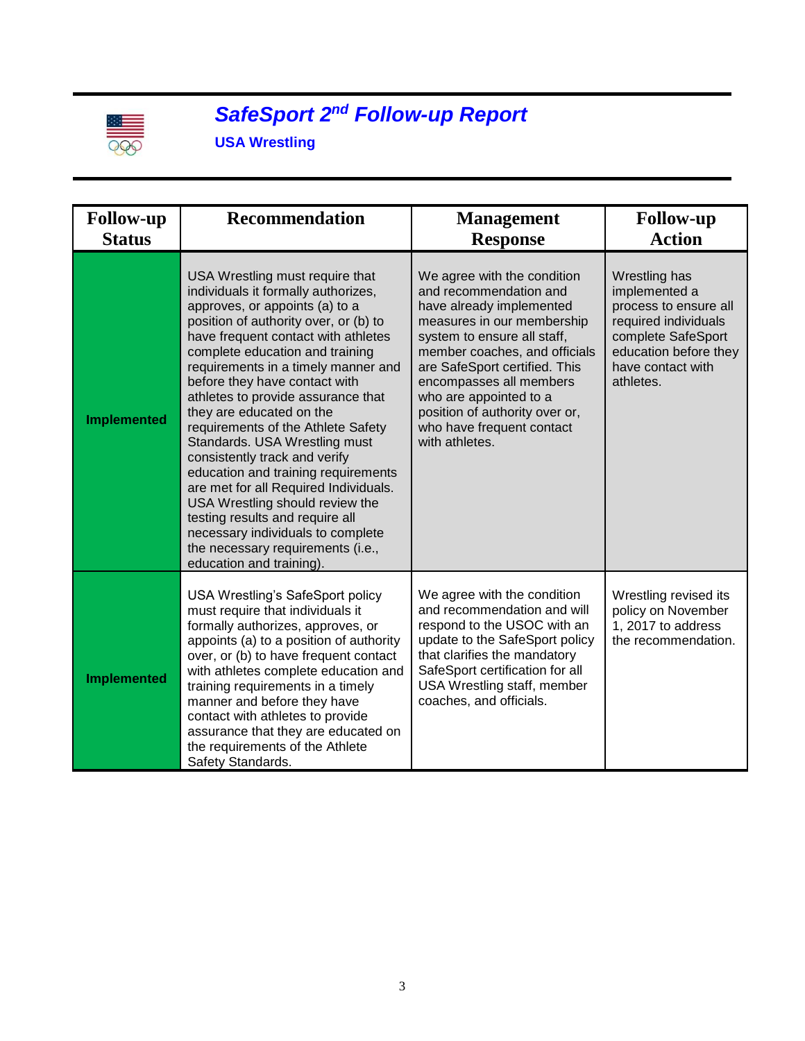# *SafeSport 2nd Follow-up Report*

**USA Wrestling**

| Follow-up Status | Recommendation | Management Response | Follow-up Action |
|---|---|---|---|
| **Implemented** | USA Wrestling must require that individuals it formally authorizes, approves, or appoints (a) to a position of authority over, or (b) to have frequent contact with athletes complete education and training requirements in a timely manner and before they have contact with athletes to provide assurance that they are educated on the requirements of the Athlete Safety Standards. USA Wrestling must consistently track and verify education and training requirements are met for all Required Individuals. USA Wrestling should review the testing results and require all necessary individuals to complete the necessary requirements (i.e., education and training). | We agree with the condition and recommendation and have already implemented measures in our membership system to ensure all staff, member coaches, and officials are SafeSport certified. This encompasses all members who are appointed to a position of authority over or, who have frequent contact with athletes. | Wrestling has implemented a process to ensure all required individuals complete SafeSport education before they have contact with athletes. |
| **Implemented** | USA Wrestling's SafeSport policy must require that individuals it formally authorizes, approves, or appoints (a) to a position of authority over, or (b) to have frequent contact with athletes complete education and training requirements in a timely manner and before they have contact with athletes to provide assurance that they are educated on the requirements of the Athlete Safety Standards. | We agree with the condition and recommendation and will respond to the USOC with an update to the SafeSport policy that clarifies the mandatory SafeSport certification for all USA Wrestling staff, member coaches, and officials. | Wrestling revised its policy on November 1, 2017 to address the recommendation. |